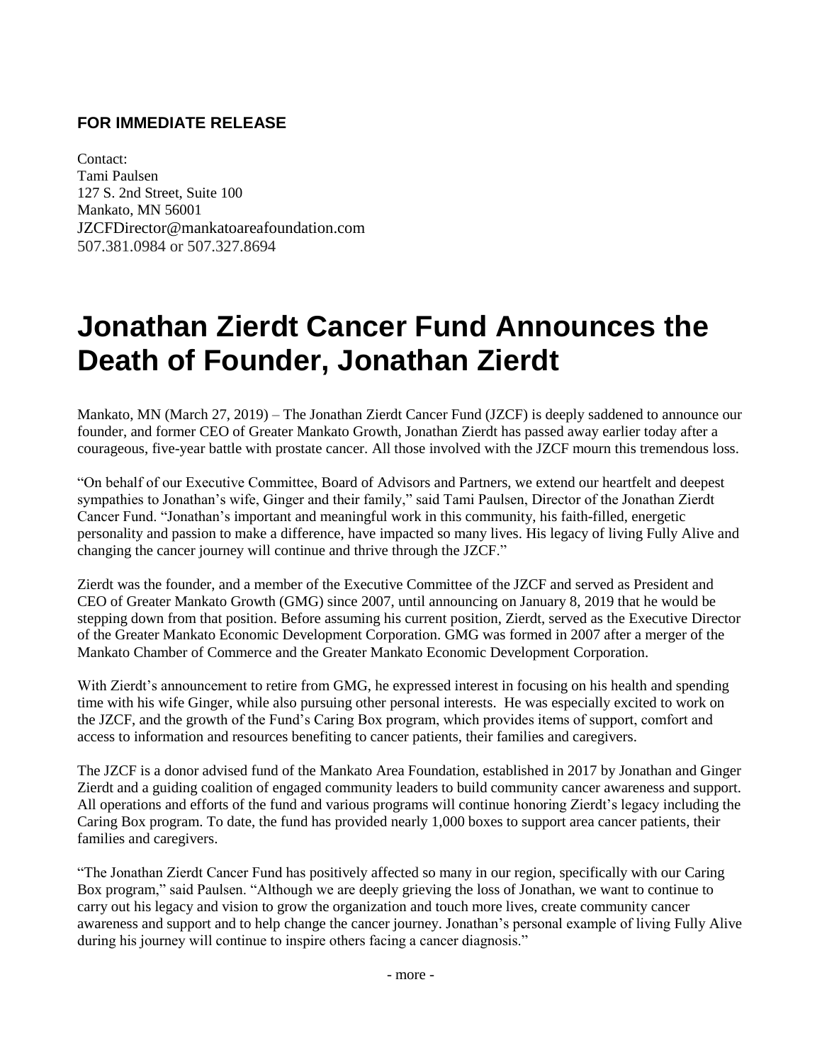**FOR IMMEDIATE RELEASE**

Contact:
Tami Paulsen
127 S. 2nd Street, Suite 100
Mankato, MN 56001
JZCFDirector@mankatoareafoundation.com
507.381.0984 or 507.327.8694

# Jonathan Zierdt Cancer Fund Announces the Death of Founder, Jonathan Zierdt

Mankato, MN (March 27, 2019) – The Jonathan Zierdt Cancer Fund (JZCF) is deeply saddened to announce our founder, and former CEO of Greater Mankato Growth, Jonathan Zierdt has passed away earlier today after a courageous, five-year battle with prostate cancer. All those involved with the JZCF mourn this tremendous loss.

"On behalf of our Executive Committee, Board of Advisors and Partners, we extend our heartfelt and deepest sympathies to Jonathan's wife, Ginger and their family," said Tami Paulsen, Director of the Jonathan Zierdt Cancer Fund. "Jonathan's important and meaningful work in this community, his faith-filled, energetic personality and passion to make a difference, have impacted so many lives. His legacy of living Fully Alive and changing the cancer journey will continue and thrive through the JZCF."

Zierdt was the founder, and a member of the Executive Committee of the JZCF and served as President and CEO of Greater Mankato Growth (GMG) since 2007, until announcing on January 8, 2019 that he would be stepping down from that position. Before assuming his current position, Zierdt, served as the Executive Director of the Greater Mankato Economic Development Corporation. GMG was formed in 2007 after a merger of the Mankato Chamber of Commerce and the Greater Mankato Economic Development Corporation.

With Zierdt's announcement to retire from GMG, he expressed interest in focusing on his health and spending time with his wife Ginger, while also pursuing other personal interests. He was especially excited to work on the JZCF, and the growth of the Fund's Caring Box program, which provides items of support, comfort and access to information and resources benefiting to cancer patients, their families and caregivers.

The JZCF is a donor advised fund of the Mankato Area Foundation, established in 2017 by Jonathan and Ginger Zierdt and a guiding coalition of engaged community leaders to build community cancer awareness and support. All operations and efforts of the fund and various programs will continue honoring Zierdt's legacy including the Caring Box program. To date, the fund has provided nearly 1,000 boxes to support area cancer patients, their families and caregivers.

"The Jonathan Zierdt Cancer Fund has positively affected so many in our region, specifically with our Caring Box program," said Paulsen. "Although we are deeply grieving the loss of Jonathan, we want to continue to carry out his legacy and vision to grow the organization and touch more lives, create community cancer awareness and support and to help change the cancer journey. Jonathan's personal example of living Fully Alive during his journey will continue to inspire others facing a cancer diagnosis."

- more -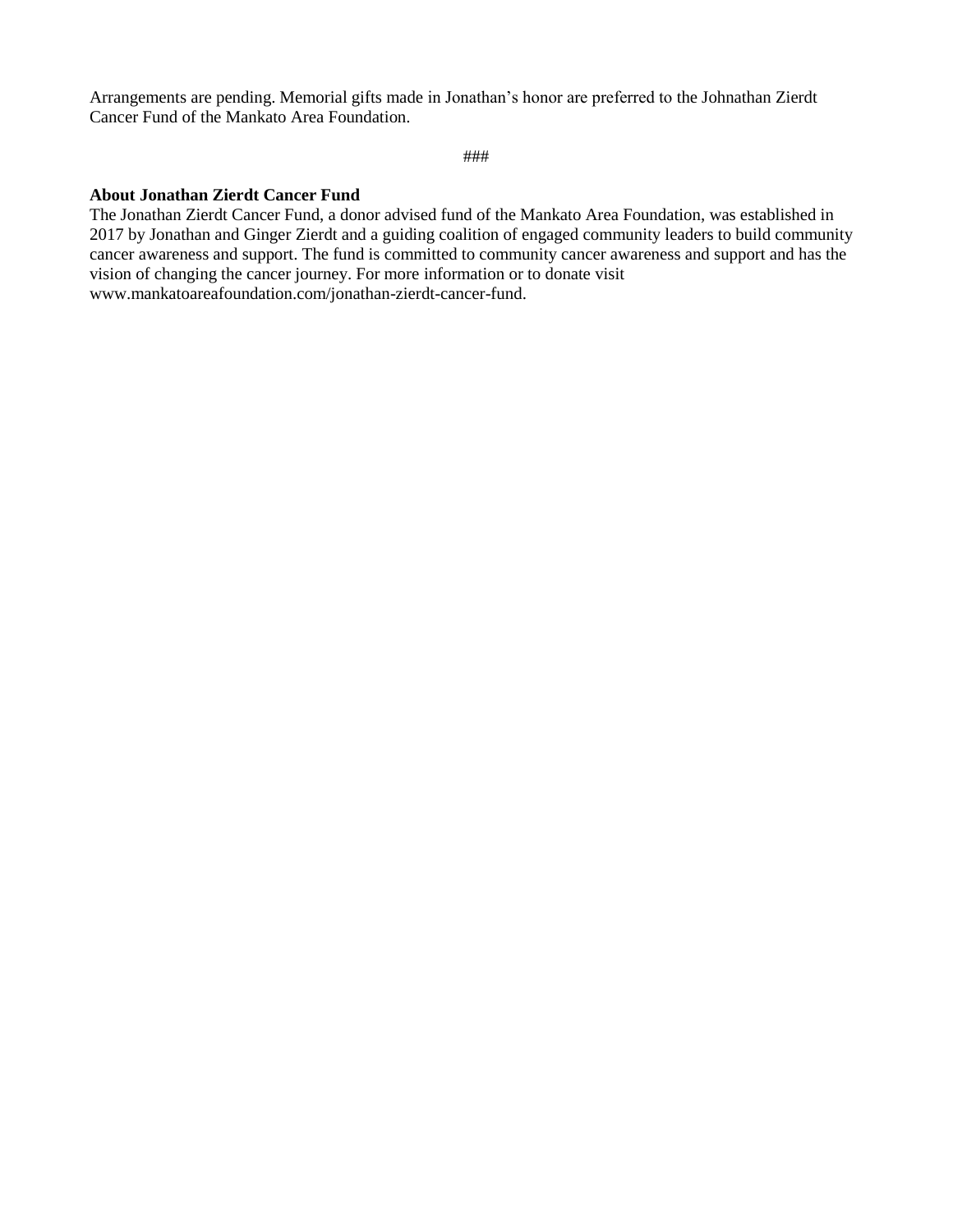Arrangements are pending. Memorial gifts made in Jonathan's honor are preferred to the Johnathan Zierdt Cancer Fund of the Mankato Area Foundation.

###

**About Jonathan Zierdt Cancer Fund**

The Jonathan Zierdt Cancer Fund, a donor advised fund of the Mankato Area Foundation, was established in 2017 by Jonathan and Ginger Zierdt and a guiding coalition of engaged community leaders to build community cancer awareness and support. The fund is committed to community cancer awareness and support and has the vision of changing the cancer journey. For more information or to donate visit www.mankatoareafoundation.com/jonathan-zierdt-cancer-fund.